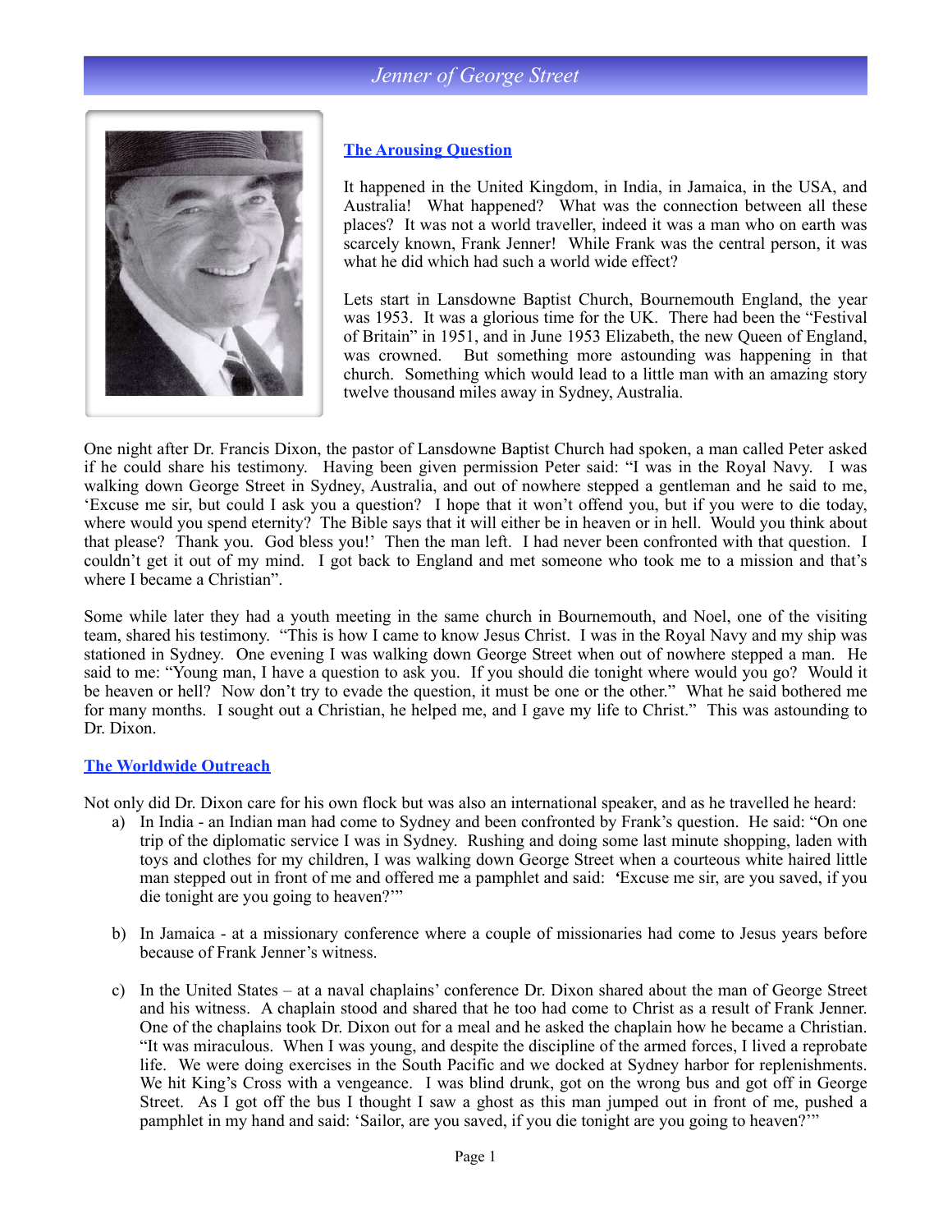# Jenner of George Street

## The Arousing Question

It happened in the United Kingdom, in India, in Jamaica, in the USA, and Australia! What happened? What was the connection between all these places? It was not a world traveller, indeed it was a man who on earth was scarcely known, Frank Jenner! While Frank was the central person, it was what he did which had such a world wide effect?

Lets start in Lansdowne Baptist Church, Bournemouth England, the year was 1953. It was a glorious time for the UK. There had been the "Festival of Britain" in 1951, and in June 1953 Elizabeth, the new Queen of England, was crowned. But something more astounding was happening in that church. Something which would lead to a little man with an amazing story twelve thousand miles away in Sydney, Australia.

One night after Dr. Francis Dixon, the pastor of Lansdowne Baptist Church had spoken, a man called Peter asked if he could share his testimony. Having been given permission Peter said: "I was in the Royal Navy. I was walking down George Street in Sydney, Australia, and out of nowhere stepped a gentleman and he said to me, 'Excuse me sir, but could I ask you a question? I hope that it won't offend you, but if you were to die today, where would you spend eternity? The Bible says that it will either be in heaven or in hell. Would you think about that please? Thank you. God bless you!' Then the man left. I had never been confronted with that question. I couldn't get it out of my mind. I got back to England and met someone who took me to a mission and that's where I became a Christian".

Some while later they had a youth meeting in the same church in Bournemouth, and Noel, one of the visiting team, shared his testimony. "This is how I came to know Jesus Christ. I was in the Royal Navy and my ship was stationed in Sydney. One evening I was walking down George Street when out of nowhere stepped a man. He said to me: "Young man, I have a question to ask you. If you should die tonight where would you go? Would it be heaven or hell? Now don't try to evade the question, it must be one or the other." What he said bothered me for many months. I sought out a Christian, he helped me, and I gave my life to Christ." This was astounding to Dr. Dixon.

## The Worldwide Outreach

Not only did Dr. Dixon care for his own flock but was also an international speaker, and as he travelled he heard:

a) In India - an Indian man had come to Sydney and been confronted by Frank's question. He said: "On one trip of the diplomatic service I was in Sydney. Rushing and doing some last minute shopping, laden with toys and clothes for my children, I was walking down George Street when a courteous white haired little man stepped out in front of me and offered me a pamphlet and said: 'Excuse me sir, are you saved, if you die tonight are you going to heaven?'"

b) In Jamaica - at a missionary conference where a couple of missionaries had come to Jesus years before because of Frank Jenner's witness.

c) In the United States – at a naval chaplains' conference Dr. Dixon shared about the man of George Street and his witness. A chaplain stood and shared that he too had come to Christ as a result of Frank Jenner. One of the chaplains took Dr. Dixon out for a meal and he asked the chaplain how he became a Christian. "It was miraculous. When I was young, and despite the discipline of the armed forces, I lived a reprobate life. We were doing exercises in the South Pacific and we docked at Sydney harbor for replenishments. We hit King's Cross with a vengeance. I was blind drunk, got on the wrong bus and got off in George Street. As I got off the bus I thought I saw a ghost as this man jumped out in front of me, pushed a pamphlet in my hand and said: 'Sailor, are you saved, if you die tonight are you going to heaven?'"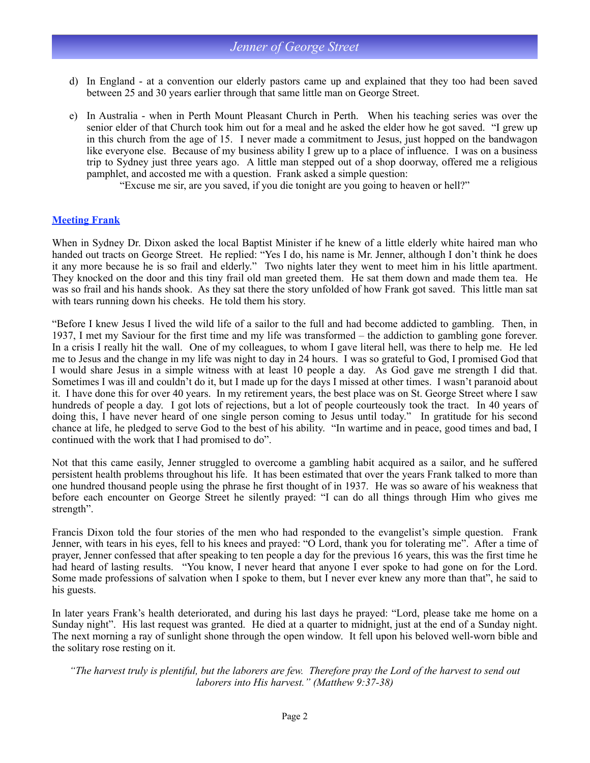d) In England - at a convention our elderly pastors came up and explained that they too had been saved between 25 and 30 years earlier through that same little man on George Street.

e) In Australia - when in Perth Mount Pleasant Church in Perth. When his teaching series was over the senior elder of that Church took him out for a meal and he asked the elder how he got saved. "I grew up in this church from the age of 15. I never made a commitment to Jesus, just hopped on the bandwagon like everyone else. Because of my business ability I grew up to a place of influence. I was on a business trip to Sydney just three years ago. A little man stepped out of a shop doorway, offered me a religious pamphlet, and accosted me with a question. Frank asked a simple question:

"Excuse me sir, are you saved, if you die tonight are you going to heaven or hell?"

## Meeting Frank

When in Sydney Dr. Dixon asked the local Baptist Minister if he knew of a little elderly white haired man who handed out tracts on George Street. He replied: "Yes I do, his name is Mr. Jenner, although I don't think he does it any more because he is so frail and elderly." Two nights later they went to meet him in his little apartment. They knocked on the door and this tiny frail old man greeted them. He sat them down and made them tea. He was so frail and his hands shook. As they sat there the story unfolded of how Frank got saved. This little man sat with tears running down his cheeks. He told them his story.

"Before I knew Jesus I lived the wild life of a sailor to the full and had become addicted to gambling. Then, in 1937, I met my Saviour for the first time and my life was transformed – the addiction to gambling gone forever. In a crisis I really hit the wall. One of my colleagues, to whom I gave literal hell, was there to help me. He led me to Jesus and the change in my life was night to day in 24 hours. I was so grateful to God, I promised God that I would share Jesus in a simple witness with at least 10 people a day. As God gave me strength I did that. Sometimes I was ill and couldn't do it, but I made up for the days I missed at other times. I wasn't paranoid about it. I have done this for over 40 years. In my retirement years, the best place was on St. George Street where I saw hundreds of people a day. I got lots of rejections, but a lot of people courteously took the tract. In 40 years of doing this, I have never heard of one single person coming to Jesus until today." In gratitude for his second chance at life, he pledged to serve God to the best of his ability. "In wartime and in peace, good times and bad, I continued with the work that I had promised to do".

Not that this came easily, Jenner struggled to overcome a gambling habit acquired as a sailor, and he suffered persistent health problems throughout his life. It has been estimated that over the years Frank talked to more than one hundred thousand people using the phrase he first thought of in 1937. He was so aware of his weakness that before each encounter on George Street he silently prayed: "I can do all things through Him who gives me strength".

Francis Dixon told the four stories of the men who had responded to the evangelist's simple question. Frank Jenner, with tears in his eyes, fell to his knees and prayed: "O Lord, thank you for tolerating me". After a time of prayer, Jenner confessed that after speaking to ten people a day for the previous 16 years, this was the first time he had heard of lasting results. "You know, I never heard that anyone I ever spoke to had gone on for the Lord. Some made professions of salvation when I spoke to them, but I never ever knew any more than that", he said to his guests.

In later years Frank's health deteriorated, and during his last days he prayed: "Lord, please take me home on a Sunday night". His last request was granted. He died at a quarter to midnight, just at the end of a Sunday night. The next morning a ray of sunlight shone through the open window. It fell upon his beloved well-worn bible and the solitary rose resting on it.

*"The harvest truly is plentiful, but the laborers are few. Therefore pray the Lord of the harvest to send out laborers into His harvest." (Matthew 9:37-38)*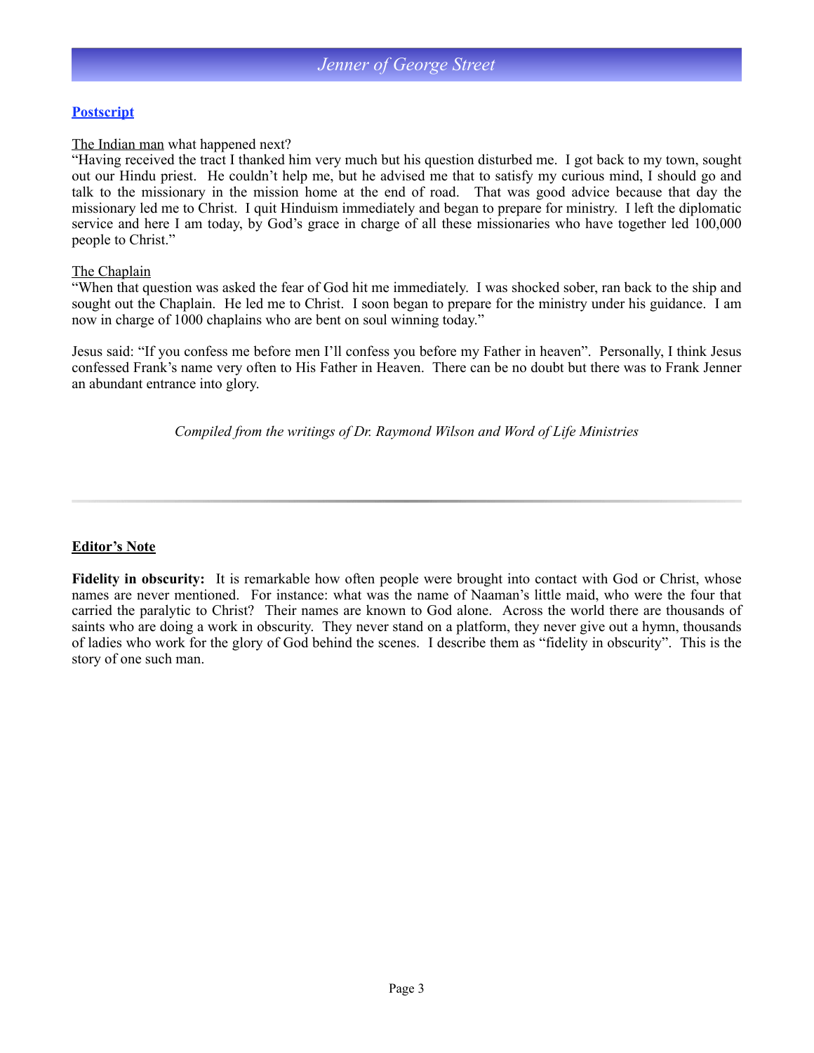## Postscript

The Indian man what happened next?

"Having received the tract I thanked him very much but his question disturbed me. I got back to my town, sought out our Hindu priest. He couldn't help me, but he advised me that to satisfy my curious mind, I should go and talk to the missionary in the mission home at the end of road. That was good advice because that day the missionary led me to Christ. I quit Hinduism immediately and began to prepare for ministry. I left the diplomatic service and here I am today, by God's grace in charge of all these missionaries who have together led 100,000 people to Christ."

The Chaplain

"When that question was asked the fear of God hit me immediately. I was shocked sober, ran back to the ship and sought out the Chaplain. He led me to Christ. I soon began to prepare for the ministry under his guidance. I am now in charge of 1000 chaplains who are bent on soul winning today."

Jesus said: "If you confess me before men I'll confess you before my Father in heaven". Personally, I think Jesus confessed Frank's name very often to His Father in Heaven. There can be no doubt but there was to Frank Jenner an abundant entrance into glory.

*Compiled from the writings of Dr. Raymond Wilson and Word of Life Ministries*

---

## Editor's Note

**Fidelity in obscurity:** It is remarkable how often people were brought into contact with God or Christ, whose names are never mentioned. For instance: what was the name of Naaman's little maid, who were the four that carried the paralytic to Christ? Their names are known to God alone. Across the world there are thousands of saints who are doing a work in obscurity. They never stand on a platform, they never give out a hymn, thousands of ladies who work for the glory of God behind the scenes. I describe them as "fidelity in obscurity". This is the story of one such man.